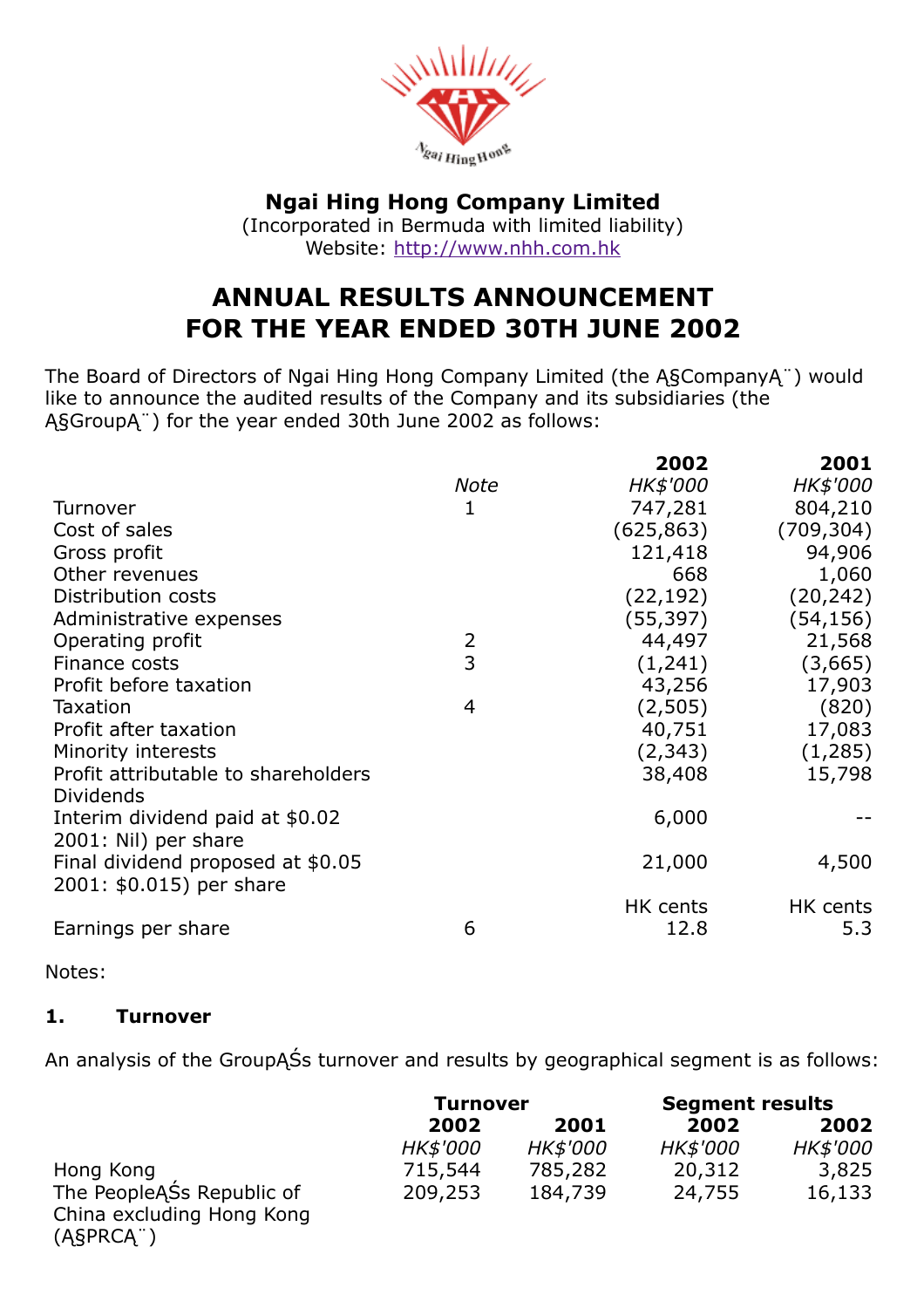# Ngai Hing Hong Company Limited

(Incorporated in Bermuda with limited liability)
Website: http://www.nhh.com.hk

## ANNUAL RESULTS ANNOUNCEMENT FOR THE YEAR ENDED 30TH JUNE 2002

The Board of Directors of Ngai Hing Hong Company Limited (the Ą§CompanyĄ¨) would like to announce the audited results of the Company and its subsidiaries (the Ą§GroupĄ¨) for the year ended 30th June 2002 as follows:

| | Note | 2002 | 2001 |
|---|---|---|---|
| | | *HK$'000* | *HK$'000* |
| Turnover | 1 | 747,281 | 804,210 |
| Cost of sales | | (625,863) | (709,304) |
| Gross profit | | 121,418 | 94,906 |
| Other revenues | | 668 | 1,060 |
| Distribution costs | | (22,192) | (20,242) |
| Administrative expenses | | (55,397) | (54,156) |
| Operating profit | 2 | 44,497 | 21,568 |
| Finance costs | 3 | (1,241) | (3,665) |
| Profit before taxation | | 43,256 | 17,903 |
| Taxation | 4 | (2,505) | (820) |
| Profit after taxation | | 40,751 | 17,083 |
| Minority interests | | (2,343) | (1,285) |
| Profit attributable to shareholders | | 38,408 | 15,798 |
| Dividends | | | |
| Interim dividend paid at $0.02 2001: Nil) per share | | 6,000 | -- |
| Final dividend proposed at $0.05 2001: $0.015) per share | | 21,000 | 4,500 |
| | | HK cents | HK cents |
| Earnings per share | 6 | 12.8 | 5.3 |

Notes:

### 1. Turnover

An analysis of the GroupĄŚs turnover and results by geographical segment is as follows:

| | Turnover | | Segment results | |
|---|---|---|---|---|
| | 2002 | 2001 | 2002 | 2002 |
| | *HK$'000* | *HK$'000* | *HK$'000* | *HK$'000* |
| Hong Kong | 715,544 | 785,282 | 20,312 | 3,825 |
| The PeopleĄŚs Republic of China excluding Hong Kong (Ą§PRCĄ¨) | 209,253 | 184,739 | 24,755 | 16,133 |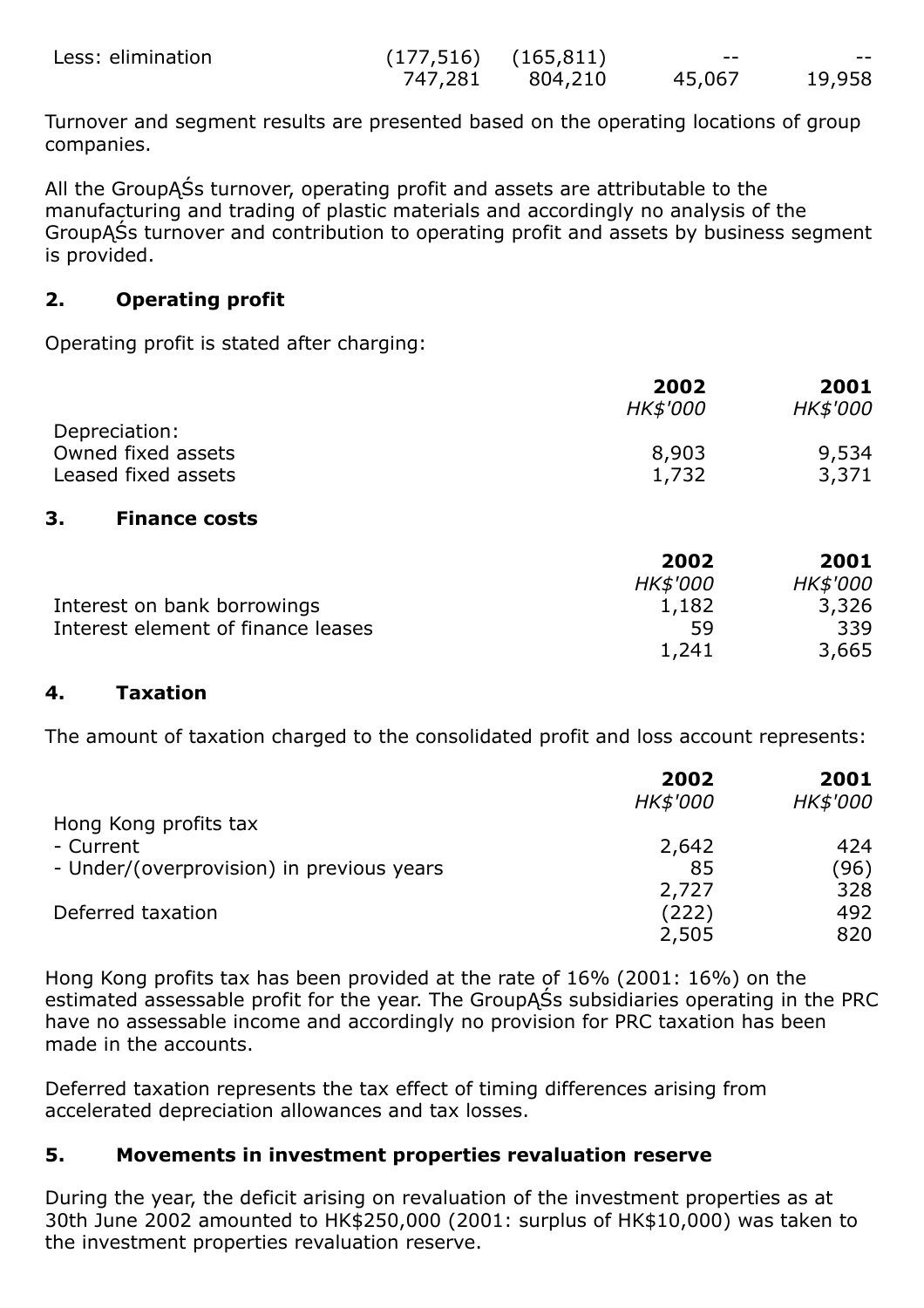| | | | | |
|---|---|---|---|---|
| Less: elimination | (177,516) | (165,811) | -- | -- |
| | 747,281 | 804,210 | 45,067 | 19,958 |

Turnover and segment results are presented based on the operating locations of group companies.

All the GroupĄŚs turnover, operating profit and assets are attributable to the manufacturing and trading of plastic materials and accordingly no analysis of the GroupĄŚs turnover and contribution to operating profit and assets by business segment is provided.

## 2. Operating profit

Operating profit is stated after charging:

| | **2002** | **2001** |
|---|---|---|
| | *HK$'000* | *HK$'000* |
| Depreciation: | | |
| Owned fixed assets | 8,903 | 9,534 |
| Leased fixed assets | 1,732 | 3,371 |

## 3. Finance costs

| | **2002** | **2001** |
|---|---|---|
| | *HK$'000* | *HK$'000* |
| Interest on bank borrowings | 1,182 | 3,326 |
| Interest element of finance leases | 59 | 339 |
| | 1,241 | 3,665 |

## 4. Taxation

The amount of taxation charged to the consolidated profit and loss account represents:

| | **2002** | **2001** |
|---|---|---|
| | *HK$'000* | *HK$'000* |
| Hong Kong profits tax | | |
| - Current | 2,642 | 424 |
| - Under/(overprovision) in previous years | 85 | (96) |
| | 2,727 | 328 |
| Deferred taxation | (222) | 492 |
| | 2,505 | 820 |

Hong Kong profits tax has been provided at the rate of 16% (2001: 16%) on the estimated assessable profit for the year. The GroupĄŚs subsidiaries operating in the PRC have no assessable income and accordingly no provision for PRC taxation has been made in the accounts.

Deferred taxation represents the tax effect of timing differences arising from accelerated depreciation allowances and tax losses.

## 5. Movements in investment properties revaluation reserve

During the year, the deficit arising on revaluation of the investment properties as at 30th June 2002 amounted to HK$250,000 (2001: surplus of HK$10,000) was taken to the investment properties revaluation reserve.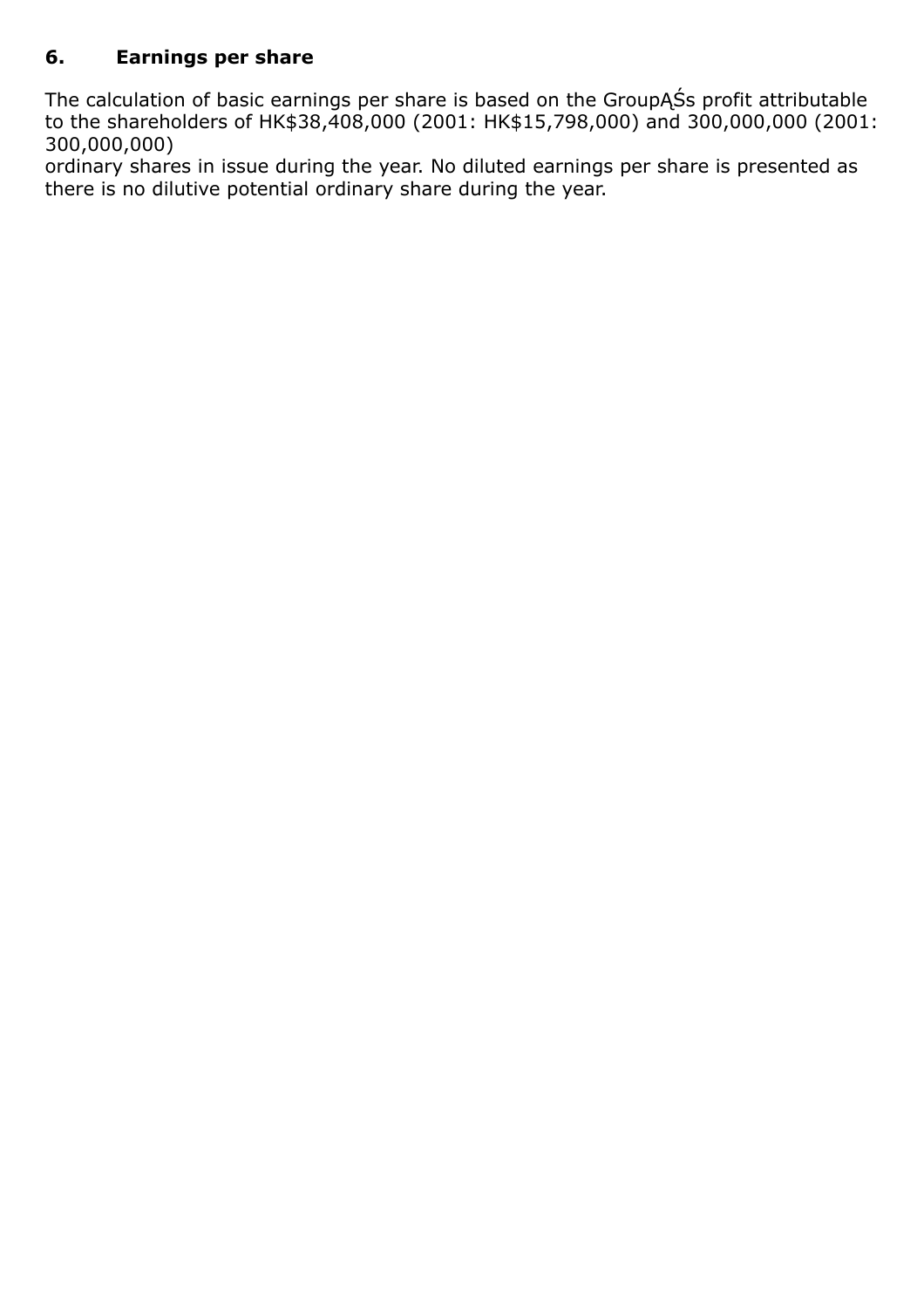## 6. Earnings per share

The calculation of basic earnings per share is based on the GroupĄŚs profit attributable to the shareholders of HK$38,408,000 (2001: HK$15,798,000) and 300,000,000 (2001: 300,000,000)
ordinary shares in issue during the year. No diluted earnings per share is presented as there is no dilutive potential ordinary share during the year.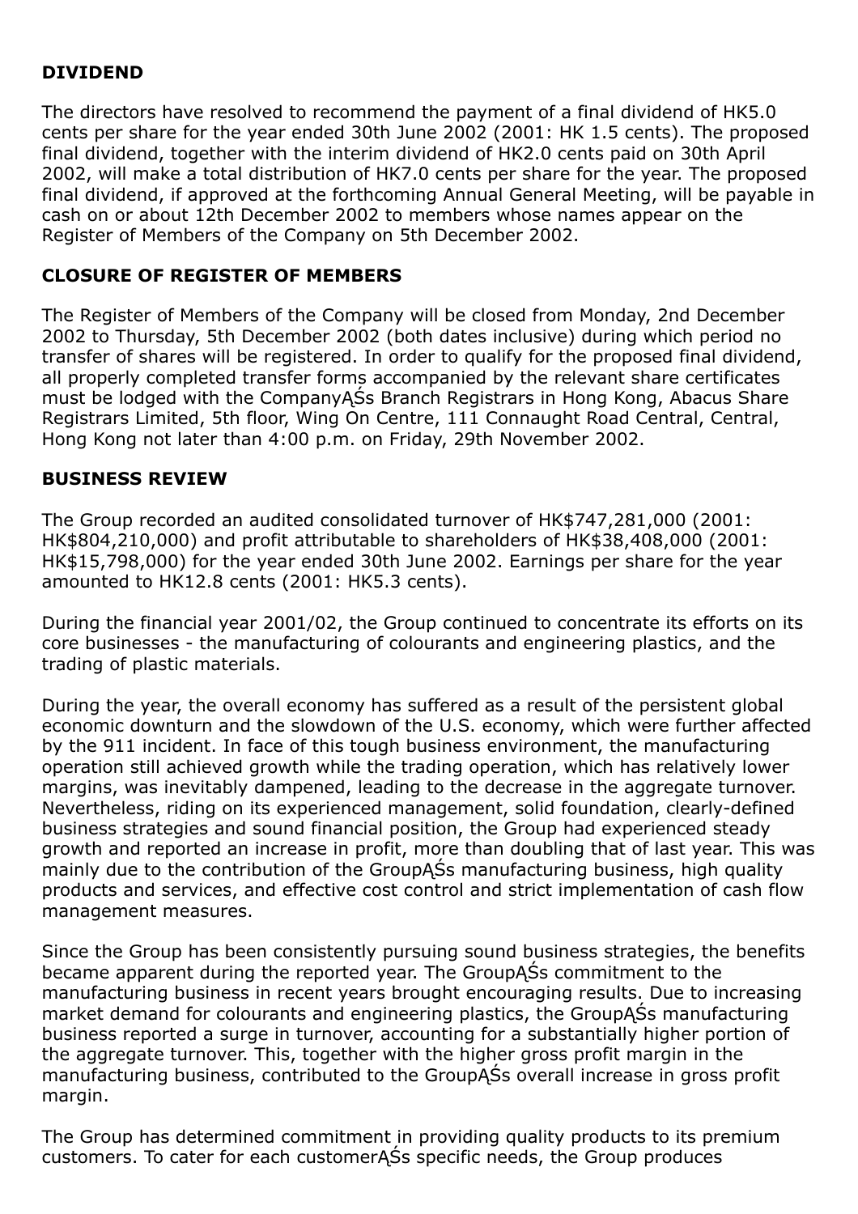**DIVIDEND**

The directors have resolved to recommend the payment of a final dividend of HK5.0 cents per share for the year ended 30th June 2002 (2001: HK 1.5 cents). The proposed final dividend, together with the interim dividend of HK2.0 cents paid on 30th April 2002, will make a total distribution of HK7.0 cents per share for the year. The proposed final dividend, if approved at the forthcoming Annual General Meeting, will be payable in cash on or about 12th December 2002 to members whose names appear on the Register of Members of the Company on 5th December 2002.

**CLOSURE OF REGISTER OF MEMBERS**

The Register of Members of the Company will be closed from Monday, 2nd December 2002 to Thursday, 5th December 2002 (both dates inclusive) during which period no transfer of shares will be registered. In order to qualify for the proposed final dividend, all properly completed transfer forms accompanied by the relevant share certificates must be lodged with the CompanyĄŚs Branch Registrars in Hong Kong, Abacus Share Registrars Limited, 5th floor, Wing On Centre, 111 Connaught Road Central, Central, Hong Kong not later than 4:00 p.m. on Friday, 29th November 2002.

**BUSINESS REVIEW**

The Group recorded an audited consolidated turnover of HK$747,281,000 (2001: HK$804,210,000) and profit attributable to shareholders of HK$38,408,000 (2001: HK$15,798,000) for the year ended 30th June 2002. Earnings per share for the year amounted to HK12.8 cents (2001: HK5.3 cents).

During the financial year 2001/02, the Group continued to concentrate its efforts on its core businesses - the manufacturing of colourants and engineering plastics, and the trading of plastic materials.

During the year, the overall economy has suffered as a result of the persistent global economic downturn and the slowdown of the U.S. economy, which were further affected by the 911 incident. In face of this tough business environment, the manufacturing operation still achieved growth while the trading operation, which has relatively lower margins, was inevitably dampened, leading to the decrease in the aggregate turnover. Nevertheless, riding on its experienced management, solid foundation, clearly-defined business strategies and sound financial position, the Group had experienced steady growth and reported an increase in profit, more than doubling that of last year. This was mainly due to the contribution of the GroupĄŚs manufacturing business, high quality products and services, and effective cost control and strict implementation of cash flow management measures.

Since the Group has been consistently pursuing sound business strategies, the benefits became apparent during the reported year. The GroupĄŚs commitment to the manufacturing business in recent years brought encouraging results. Due to increasing market demand for colourants and engineering plastics, the GroupĄŚs manufacturing business reported a surge in turnover, accounting for a substantially higher portion of the aggregate turnover. This, together with the higher gross profit margin in the manufacturing business, contributed to the GroupĄŚs overall increase in gross profit margin.

The Group has determined commitment in providing quality products to its premium customers. To cater for each customerĄŚs specific needs, the Group produces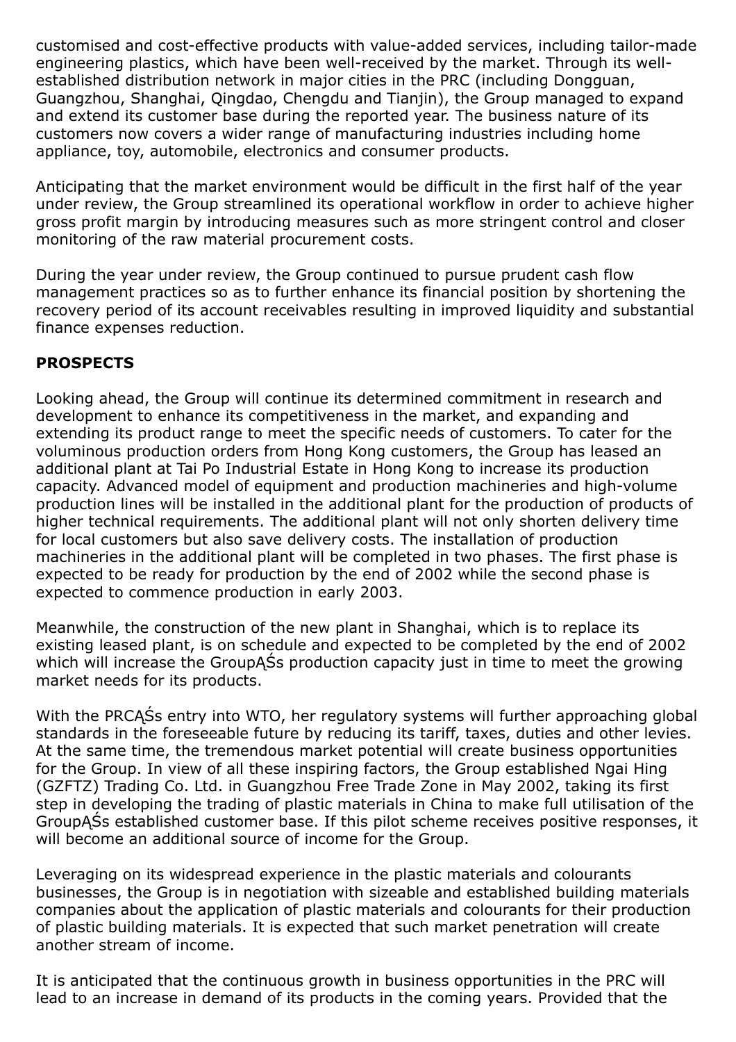customised and cost-effective products with value-added services, including tailor-made engineering plastics, which have been well-received by the market. Through its well-established distribution network in major cities in the PRC (including Dongguan, Guangzhou, Shanghai, Qingdao, Chengdu and Tianjin), the Group managed to expand and extend its customer base during the reported year. The business nature of its customers now covers a wider range of manufacturing industries including home appliance, toy, automobile, electronics and consumer products.

Anticipating that the market environment would be difficult in the first half of the year under review, the Group streamlined its operational workflow in order to achieve higher gross profit margin by introducing measures such as more stringent control and closer monitoring of the raw material procurement costs.

During the year under review, the Group continued to pursue prudent cash flow management practices so as to further enhance its financial position by shortening the recovery period of its account receivables resulting in improved liquidity and substantial finance expenses reduction.

**PROSPECTS**

Looking ahead, the Group will continue its determined commitment in research and development to enhance its competitiveness in the market, and expanding and extending its product range to meet the specific needs of customers. To cater for the voluminous production orders from Hong Kong customers, the Group has leased an additional plant at Tai Po Industrial Estate in Hong Kong to increase its production capacity. Advanced model of equipment and production machineries and high-volume production lines will be installed in the additional plant for the production of products of higher technical requirements. The additional plant will not only shorten delivery time for local customers but also save delivery costs. The installation of production machineries in the additional plant will be completed in two phases. The first phase is expected to be ready for production by the end of 2002 while the second phase is expected to commence production in early 2003.

Meanwhile, the construction of the new plant in Shanghai, which is to replace its existing leased plant, is on schedule and expected to be completed by the end of 2002 which will increase the GroupĄŚs production capacity just in time to meet the growing market needs for its products.

With the PRCĄŚs entry into WTO, her regulatory systems will further approaching global standards in the foreseeable future by reducing its tariff, taxes, duties and other levies. At the same time, the tremendous market potential will create business opportunities for the Group. In view of all these inspiring factors, the Group established Ngai Hing (GZFTZ) Trading Co. Ltd. in Guangzhou Free Trade Zone in May 2002, taking its first step in developing the trading of plastic materials in China to make full utilisation of the GroupĄŚs established customer base. If this pilot scheme receives positive responses, it will become an additional source of income for the Group.

Leveraging on its widespread experience in the plastic materials and colourants businesses, the Group is in negotiation with sizeable and established building materials companies about the application of plastic materials and colourants for their production of plastic building materials. It is expected that such market penetration will create another stream of income.

It is anticipated that the continuous growth in business opportunities in the PRC will lead to an increase in demand of its products in the coming years. Provided that the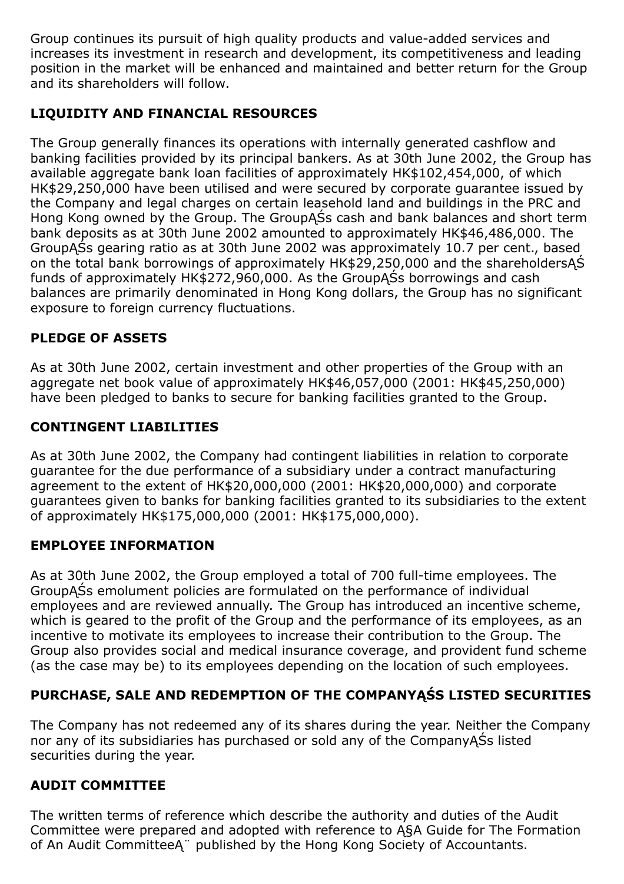Group continues its pursuit of high quality products and value-added services and increases its investment in research and development, its competitiveness and leading position in the market will be enhanced and maintained and better return for the Group and its shareholders will follow.

## LIQUIDITY AND FINANCIAL RESOURCES

The Group generally finances its operations with internally generated cashflow and banking facilities provided by its principal bankers. As at 30th June 2002, the Group has available aggregate bank loan facilities of approximately HK$102,454,000, of which HK$29,250,000 have been utilised and were secured by corporate guarantee issued by the Company and legal charges on certain leasehold land and buildings in the PRC and Hong Kong owned by the Group. The GroupĄŚs cash and bank balances and short term bank deposits as at 30th June 2002 amounted to approximately HK$46,486,000. The GroupĄŚs gearing ratio as at 30th June 2002 was approximately 10.7 per cent., based on the total bank borrowings of approximately HK$29,250,000 and the shareholdersĄŚ funds of approximately HK$272,960,000. As the GroupĄŚs borrowings and cash balances are primarily denominated in Hong Kong dollars, the Group has no significant exposure to foreign currency fluctuations.

## PLEDGE OF ASSETS

As at 30th June 2002, certain investment and other properties of the Group with an aggregate net book value of approximately HK$46,057,000 (2001: HK$45,250,000) have been pledged to banks to secure for banking facilities granted to the Group.

## CONTINGENT LIABILITIES

As at 30th June 2002, the Company had contingent liabilities in relation to corporate guarantee for the due performance of a subsidiary under a contract manufacturing agreement to the extent of HK$20,000,000 (2001: HK$20,000,000) and corporate guarantees given to banks for banking facilities granted to its subsidiaries to the extent of approximately HK$175,000,000 (2001: HK$175,000,000).

## EMPLOYEE INFORMATION

As at 30th June 2002, the Group employed a total of 700 full-time employees. The GroupĄŚs emolument policies are formulated on the performance of individual employees and are reviewed annually. The Group has introduced an incentive scheme, which is geared to the profit of the Group and the performance of its employees, as an incentive to motivate its employees to increase their contribution to the Group. The Group also provides social and medical insurance coverage, and provident fund scheme (as the case may be) to its employees depending on the location of such employees.

## PURCHASE, SALE AND REDEMPTION OF THE COMPANYĄŚS LISTED SECURITIES

The Company has not redeemed any of its shares during the year. Neither the Company nor any of its subsidiaries has purchased or sold any of the CompanyĄŚs listed securities during the year.

## AUDIT COMMITTEE

The written terms of reference which describe the authority and duties of the Audit Committee were prepared and adopted with reference to Ą§A Guide for The Formation of An Audit CommitteeĄ¨ published by the Hong Kong Society of Accountants.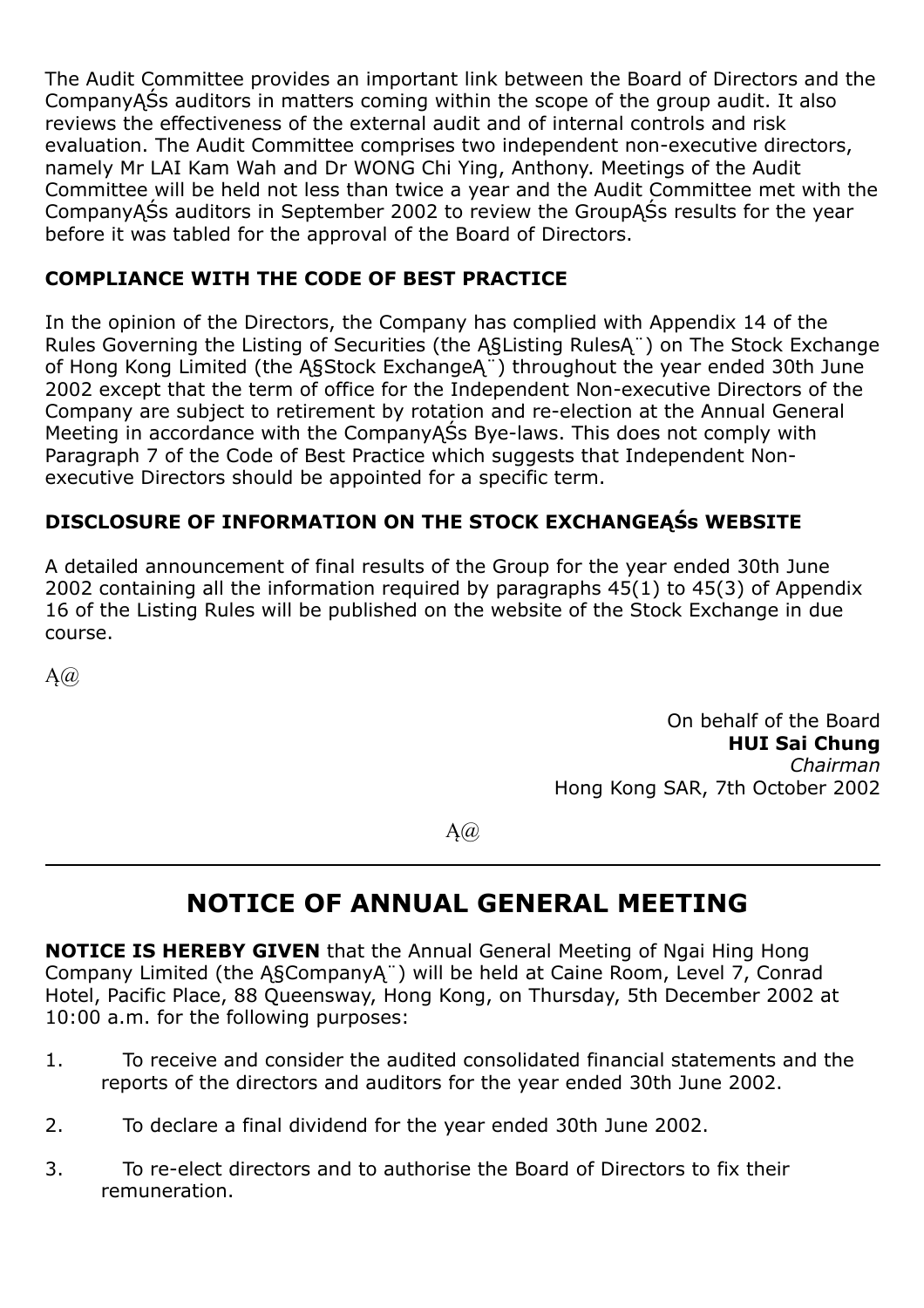The Audit Committee provides an important link between the Board of Directors and the CompanyĄŚs auditors in matters coming within the scope of the group audit. It also reviews the effectiveness of the external audit and of internal controls and risk evaluation. The Audit Committee comprises two independent non-executive directors, namely Mr LAI Kam Wah and Dr WONG Chi Ying, Anthony. Meetings of the Audit Committee will be held not less than twice a year and the Audit Committee met with the CompanyĄŚs auditors in September 2002 to review the GroupĄŚs results for the year before it was tabled for the approval of the Board of Directors.

### COMPLIANCE WITH THE CODE OF BEST PRACTICE

In the opinion of the Directors, the Company has complied with Appendix 14 of the Rules Governing the Listing of Securities (the Ą§Listing RulesĄ¨) on The Stock Exchange of Hong Kong Limited (the Ą§Stock ExchangeĄ¨) throughout the year ended 30th June 2002 except that the term of office for the Independent Non-executive Directors of the Company are subject to retirement by rotation and re-election at the Annual General Meeting in accordance with the CompanyĄŚs Bye-laws. This does not comply with Paragraph 7 of the Code of Best Practice which suggests that Independent Non-executive Directors should be appointed for a specific term.

### DISCLOSURE OF INFORMATION ON THE STOCK EXCHANGEĄŚs WEBSITE

A detailed announcement of final results of the Group for the year ended 30th June 2002 containing all the information required by paragraphs 45(1) to 45(3) of Appendix 16 of the Listing Rules will be published on the website of the Stock Exchange in due course.

Ą@

On behalf of the Board
**HUI Sai Chung**
*Chairman*
Hong Kong SAR, 7th October 2002

Ą@

---

## NOTICE OF ANNUAL GENERAL MEETING

**NOTICE IS HEREBY GIVEN** that the Annual General Meeting of Ngai Hing Hong Company Limited (the Ą§CompanyĄ¨) will be held at Caine Room, Level 7, Conrad Hotel, Pacific Place, 88 Queensway, Hong Kong, on Thursday, 5th December 2002 at 10:00 a.m. for the following purposes:

1. To receive and consider the audited consolidated financial statements and the reports of the directors and auditors for the year ended 30th June 2002.

2. To declare a final dividend for the year ended 30th June 2002.

3. To re-elect directors and to authorise the Board of Directors to fix their remuneration.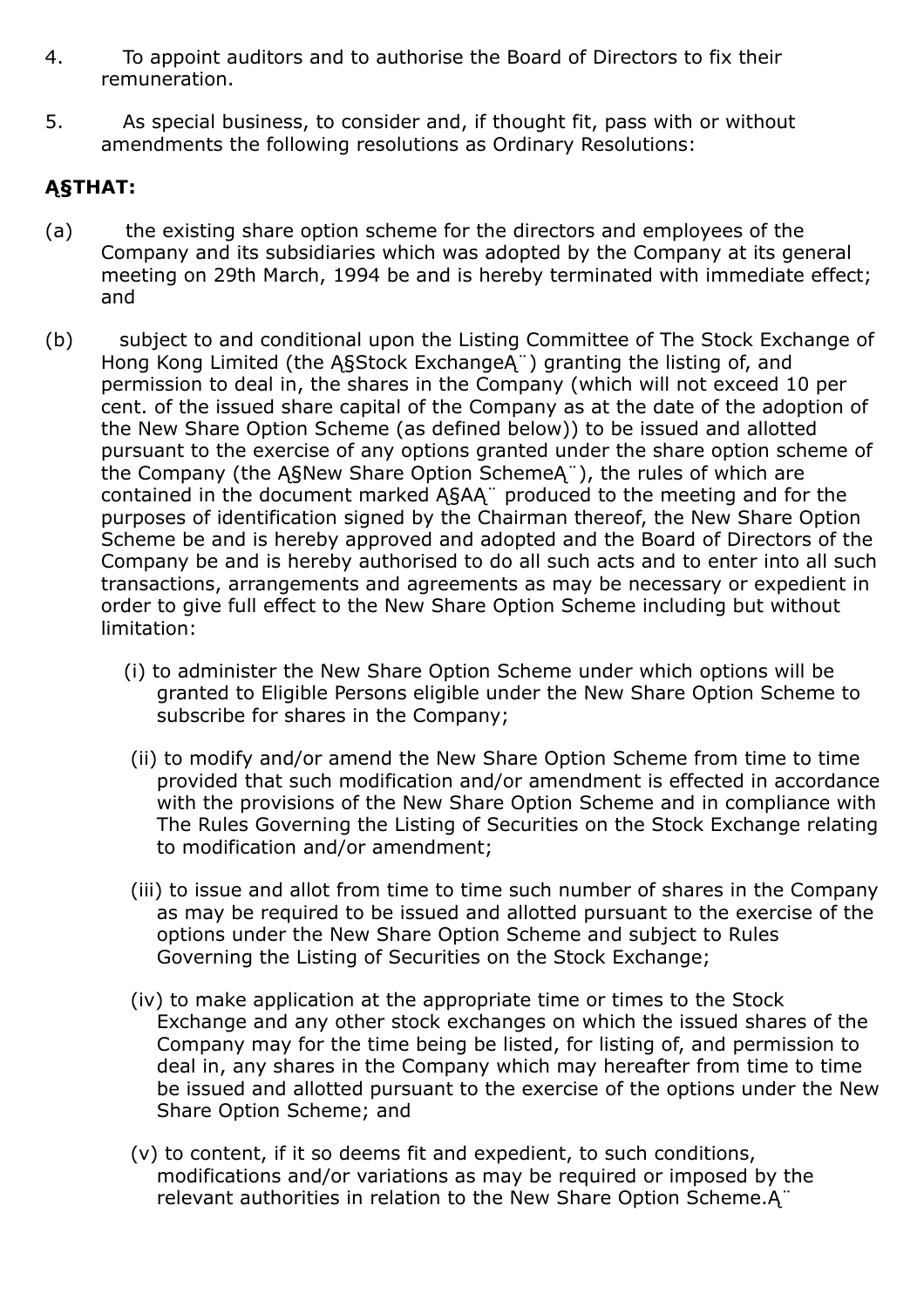4. To appoint auditors and to authorise the Board of Directors to fix their remuneration.

5. As special business, to consider and, if thought fit, pass with or without amendments the following resolutions as Ordinary Resolutions:

**Ą§THAT:**

(a) the existing share option scheme for the directors and employees of the Company and its subsidiaries which was adopted by the Company at its general meeting on 29th March, 1994 be and is hereby terminated with immediate effect; and

(b) subject to and conditional upon the Listing Committee of The Stock Exchange of Hong Kong Limited (the Ą§Stock ExchangeĄ¨) granting the listing of, and permission to deal in, the shares in the Company (which will not exceed 10 per cent. of the issued share capital of the Company as at the date of the adoption of the New Share Option Scheme (as defined below)) to be issued and allotted pursuant to the exercise of any options granted under the share option scheme of the Company (the Ą§New Share Option SchemeĄ¨), the rules of which are contained in the document marked Ą§AĄ¨ produced to the meeting and for the purposes of identification signed by the Chairman thereof, the New Share Option Scheme be and is hereby approved and adopted and the Board of Directors of the Company be and is hereby authorised to do all such acts and to enter into all such transactions, arrangements and agreements as may be necessary or expedient in order to give full effect to the New Share Option Scheme including but without limitation:

   (i) to administer the New Share Option Scheme under which options will be granted to Eligible Persons eligible under the New Share Option Scheme to subscribe for shares in the Company;

   (ii) to modify and/or amend the New Share Option Scheme from time to time provided that such modification and/or amendment is effected in accordance with the provisions of the New Share Option Scheme and in compliance with The Rules Governing the Listing of Securities on the Stock Exchange relating to modification and/or amendment;

   (iii) to issue and allot from time to time such number of shares in the Company as may be required to be issued and allotted pursuant to the exercise of the options under the New Share Option Scheme and subject to Rules Governing the Listing of Securities on the Stock Exchange;

   (iv) to make application at the appropriate time or times to the Stock Exchange and any other stock exchanges on which the issued shares of the Company may for the time being be listed, for listing of, and permission to deal in, any shares in the Company which may hereafter from time to time be issued and allotted pursuant to the exercise of the options under the New Share Option Scheme; and

   (v) to content, if it so deems fit and expedient, to such conditions, modifications and/or variations as may be required or imposed by the relevant authorities in relation to the New Share Option Scheme.Ą¨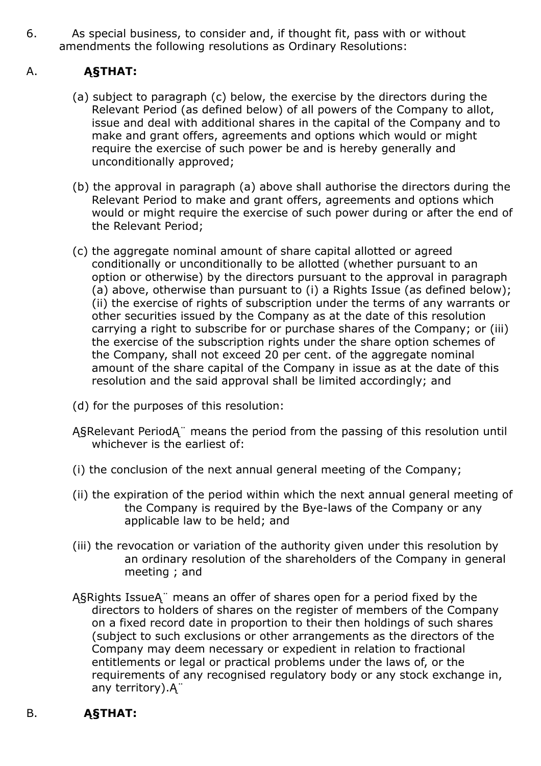6. As special business, to consider and, if thought fit, pass with or without amendments the following resolutions as Ordinary Resolutions:

A. **Ą§THAT:**

(a) subject to paragraph (c) below, the exercise by the directors during the Relevant Period (as defined below) of all powers of the Company to allot, issue and deal with additional shares in the capital of the Company and to make and grant offers, agreements and options which would or might require the exercise of such power be and is hereby generally and unconditionally approved;

(b) the approval in paragraph (a) above shall authorise the directors during the Relevant Period to make and grant offers, agreements and options which would or might require the exercise of such power during or after the end of the Relevant Period;

(c) the aggregate nominal amount of share capital allotted or agreed conditionally or unconditionally to be allotted (whether pursuant to an option or otherwise) by the directors pursuant to the approval in paragraph (a) above, otherwise than pursuant to (i) a Rights Issue (as defined below); (ii) the exercise of rights of subscription under the terms of any warrants or other securities issued by the Company as at the date of this resolution carrying a right to subscribe for or purchase shares of the Company; or (iii) the exercise of the subscription rights under the share option schemes of the Company, shall not exceed 20 per cent. of the aggregate nominal amount of the share capital of the Company in issue as at the date of this resolution and the said approval shall be limited accordingly; and

(d) for the purposes of this resolution:

Ą§Relevant PeriodĄ¨ means the period from the passing of this resolution until whichever is the earliest of:

(i) the conclusion of the next annual general meeting of the Company;

(ii) the expiration of the period within which the next annual general meeting of the Company is required by the Bye-laws of the Company or any applicable law to be held; and

(iii) the revocation or variation of the authority given under this resolution by an ordinary resolution of the shareholders of the Company in general meeting ; and

Ą§Rights IssueĄ¨ means an offer of shares open for a period fixed by the directors to holders of shares on the register of members of the Company on a fixed record date in proportion to their then holdings of such shares (subject to such exclusions or other arrangements as the directors of the Company may deem necessary or expedient in relation to fractional entitlements or legal or practical problems under the laws of, or the requirements of any recognised regulatory body or any stock exchange in, any territory).Ą¨

B. **Ą§THAT:**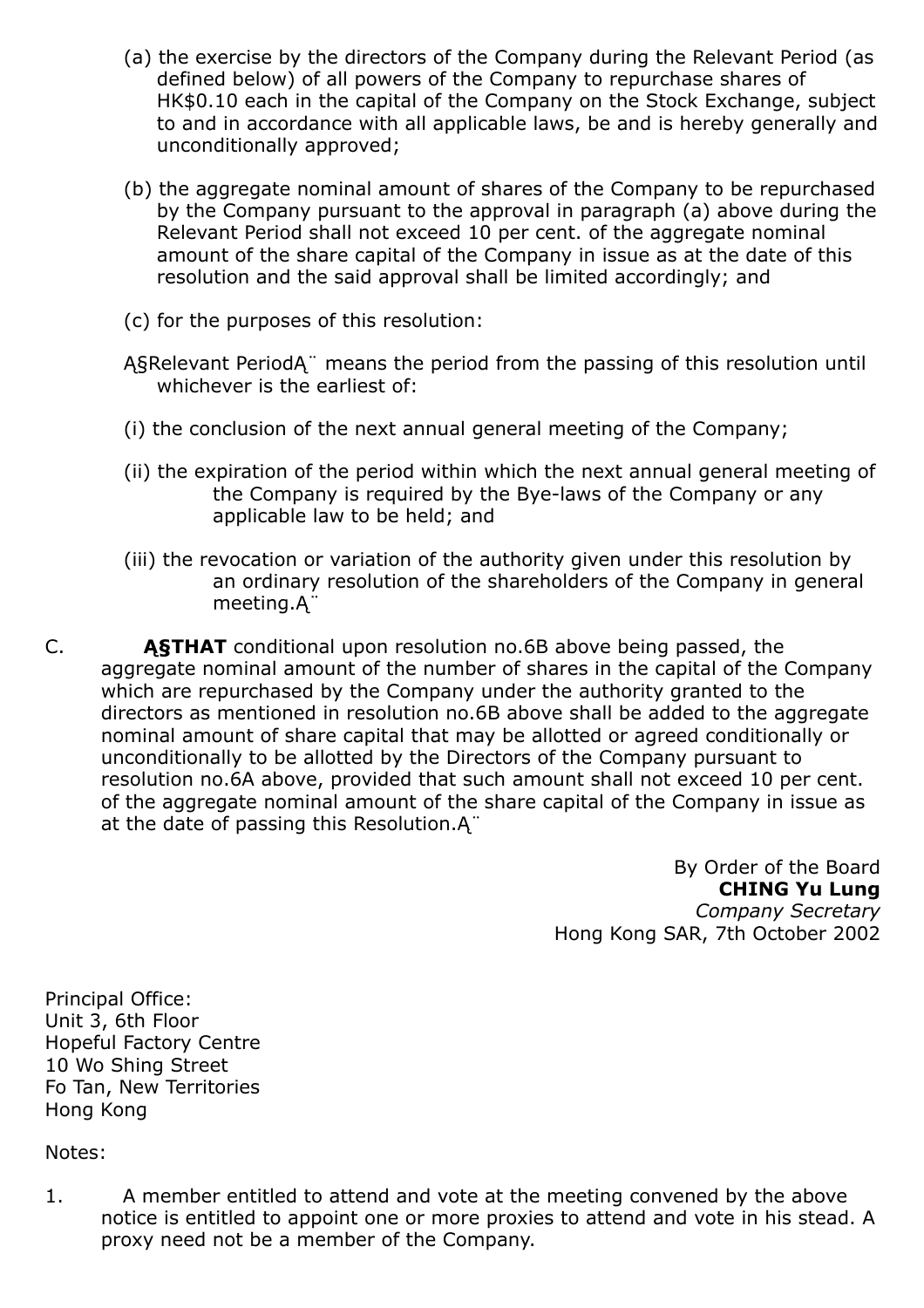(a) the exercise by the directors of the Company during the Relevant Period (as defined below) of all powers of the Company to repurchase shares of HK$0.10 each in the capital of the Company on the Stock Exchange, subject to and in accordance with all applicable laws, be and is hereby generally and unconditionally approved;

(b) the aggregate nominal amount of shares of the Company to be repurchased by the Company pursuant to the approval in paragraph (a) above during the Relevant Period shall not exceed 10 per cent. of the aggregate nominal amount of the share capital of the Company in issue as at the date of this resolution and the said approval shall be limited accordingly; and

(c) for the purposes of this resolution:

Ą§Relevant PeriodĄ¨ means the period from the passing of this resolution until whichever is the earliest of:

(i) the conclusion of the next annual general meeting of the Company;

(ii) the expiration of the period within which the next annual general meeting of the Company is required by the Bye-laws of the Company or any applicable law to be held; and

(iii) the revocation or variation of the authority given under this resolution by an ordinary resolution of the shareholders of the Company in general meeting.Ą¨

C. **Ą§THAT** conditional upon resolution no.6B above being passed, the aggregate nominal amount of the number of shares in the capital of the Company which are repurchased by the Company under the authority granted to the directors as mentioned in resolution no.6B above shall be added to the aggregate nominal amount of share capital that may be allotted or agreed conditionally or unconditionally to be allotted by the Directors of the Company pursuant to resolution no.6A above, provided that such amount shall not exceed 10 per cent. of the aggregate nominal amount of the share capital of the Company in issue as at the date of passing this Resolution.Ą¨

By Order of the Board
**CHING Yu Lung**
*Company Secretary*
Hong Kong SAR, 7th October 2002

Principal Office:
Unit 3, 6th Floor
Hopeful Factory Centre
10 Wo Shing Street
Fo Tan, New Territories
Hong Kong

Notes:

1. A member entitled to attend and vote at the meeting convened by the above notice is entitled to appoint one or more proxies to attend and vote in his stead. A proxy need not be a member of the Company.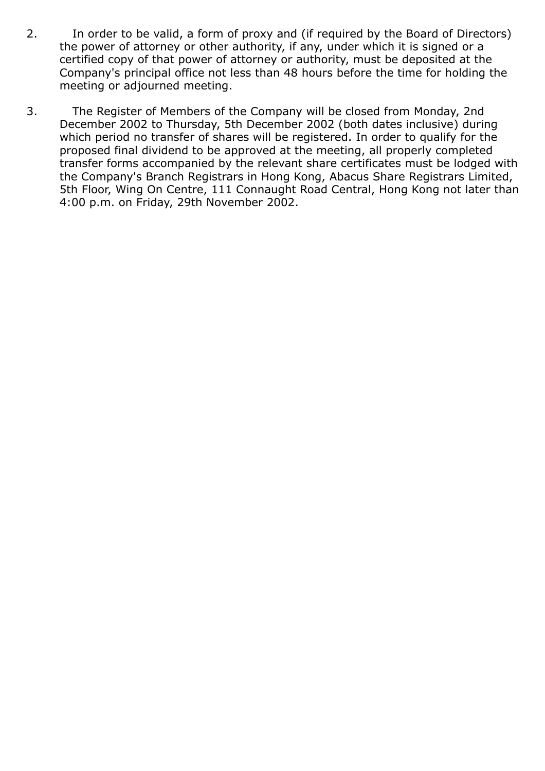2. In order to be valid, a form of proxy and (if required by the Board of Directors) the power of attorney or other authority, if any, under which it is signed or a certified copy of that power of attorney or authority, must be deposited at the Company's principal office not less than 48 hours before the time for holding the meeting or adjourned meeting.

3. The Register of Members of the Company will be closed from Monday, 2nd December 2002 to Thursday, 5th December 2002 (both dates inclusive) during which period no transfer of shares will be registered. In order to qualify for the proposed final dividend to be approved at the meeting, all properly completed transfer forms accompanied by the relevant share certificates must be lodged with the Company's Branch Registrars in Hong Kong, Abacus Share Registrars Limited, 5th Floor, Wing On Centre, 111 Connaught Road Central, Hong Kong not later than 4:00 p.m. on Friday, 29th November 2002.